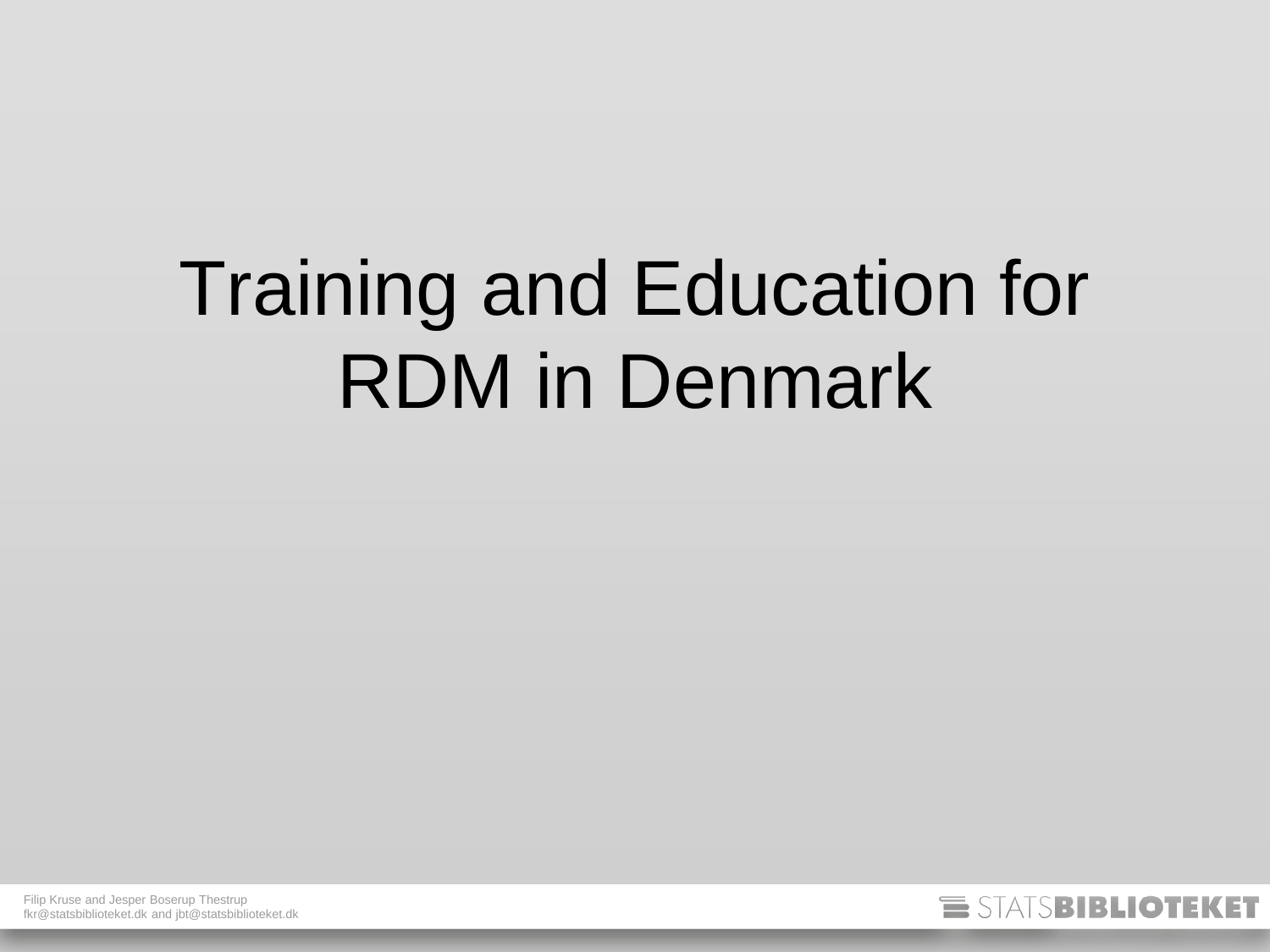# Training and Education for RDM in Denmark

Filip Kruse and Jesper Boserup Thestrup
fkr@statsbiblioteket.dk and jbt@statsbiblioteket.dk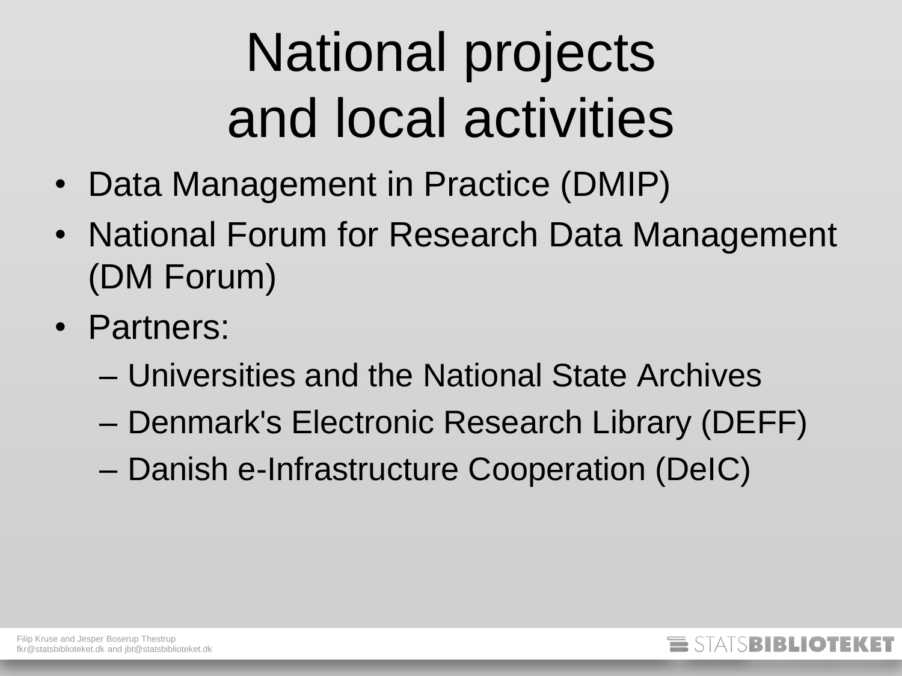# National projects and local activities

- Data Management in Practice (DMIP)
- National Forum for Research Data Management (DM Forum)
- Partners:
  - Universities and the National State Archives
  - Denmark's Electronic Research Library (DEFF)
  - Danish e-Infrastructure Cooperation (DeIC)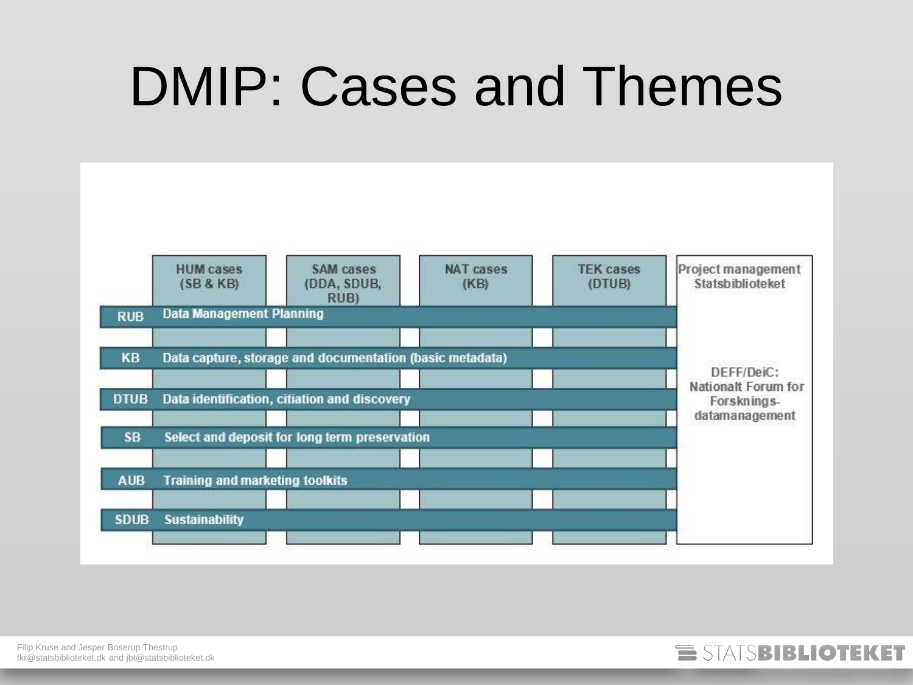# DMIP: Cases and Themes

| | HUM cases (SB & KB) | SAM cases (DDA, SDUB, RUB) | NAT cases (KB) | TEK cases (DTUB) | Project management Statsbiblioteket |
|---|---|---|---|---|---|
| RUB | Data Management Planning | | | | DEFF/DeiC: Nationalt Forum for Forsknings-datamanagement |
| KB | Data capture, storage and documentation (basic metadata) | | | | |
| DTUB | Data identification, citiation and discovery | | | | |
| SB | Select and deposit for long term preservation | | | | |
| AUB | Training and marketing toolkits | | | | |
| SDUB | Sustainability | | | | |

Filip Kruse and Jesper Boserup Thestrup
fkr@statsbiblioteket.dk and jbt@statsbiblioteket.dk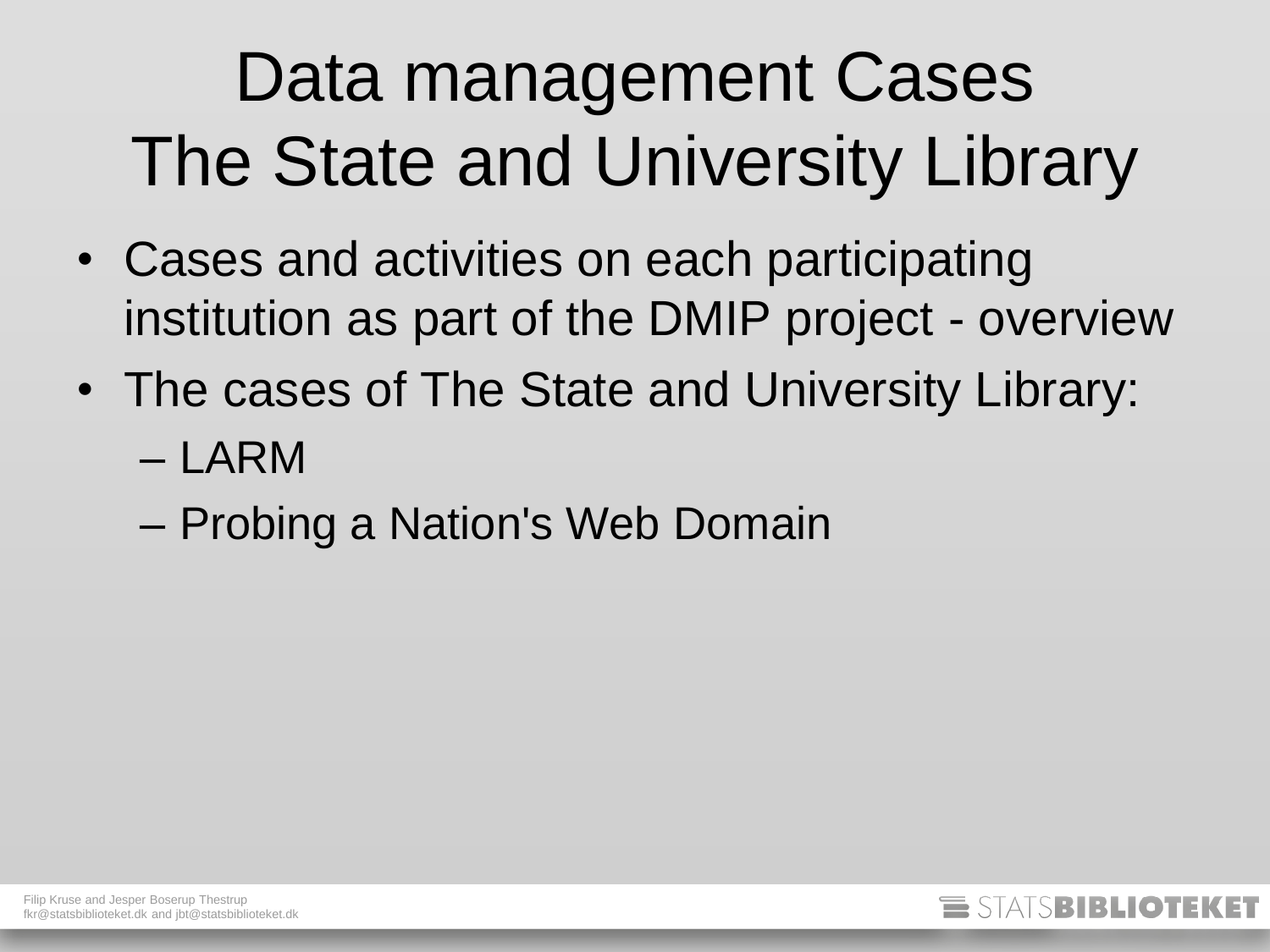# Data management Cases
# The State and University Library

- Cases and activities on each participating institution as part of the DMIP project - overview
- The cases of The State and University Library:
  - LARM
  - Probing a Nation's Web Domain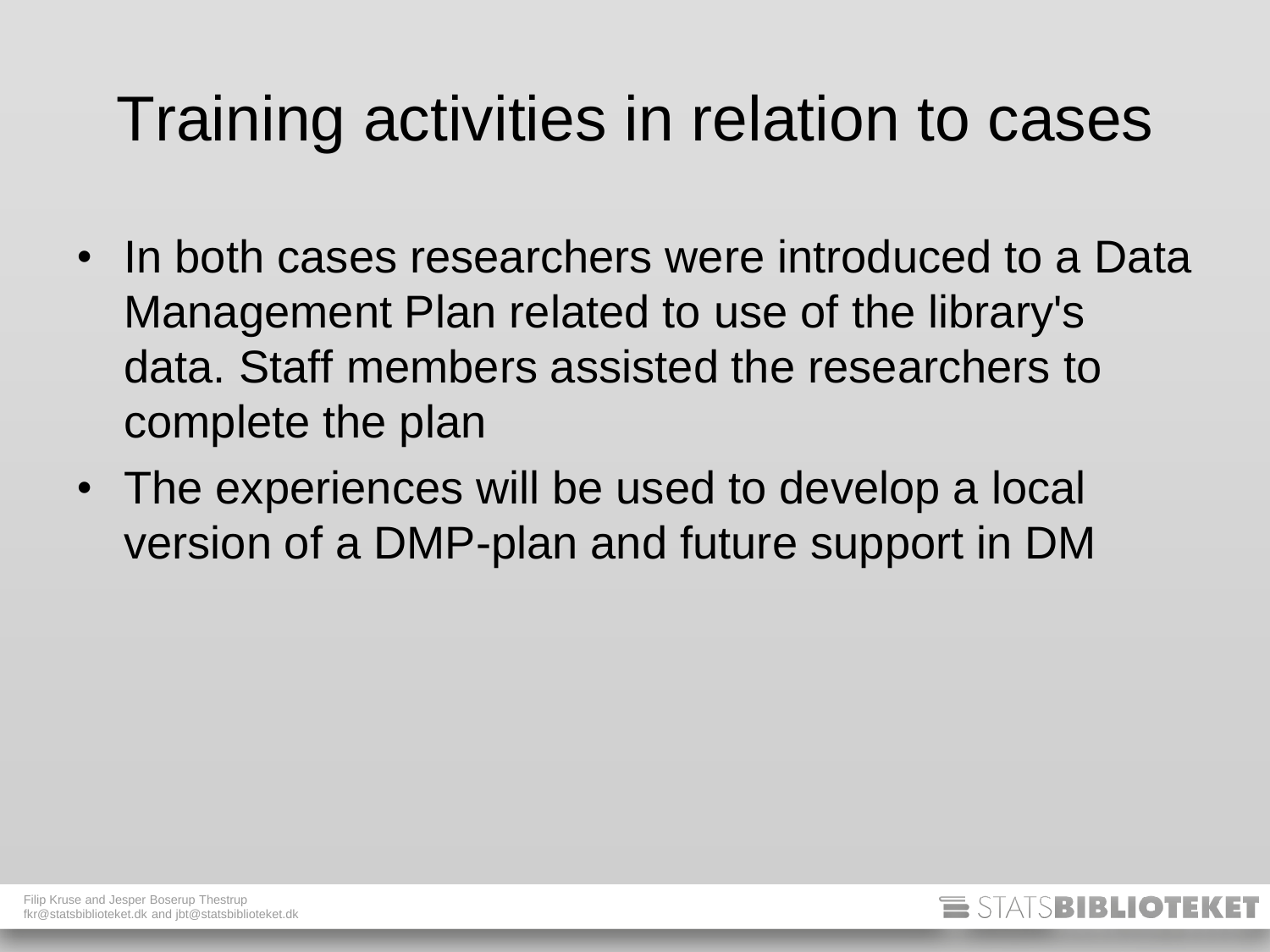# Training activities in relation to cases

- In both cases researchers were introduced to a Data Management Plan related to use of the library's data. Staff members assisted the researchers to complete the plan
- The experiences will be used to develop a local version of a DMP-plan and future support in DM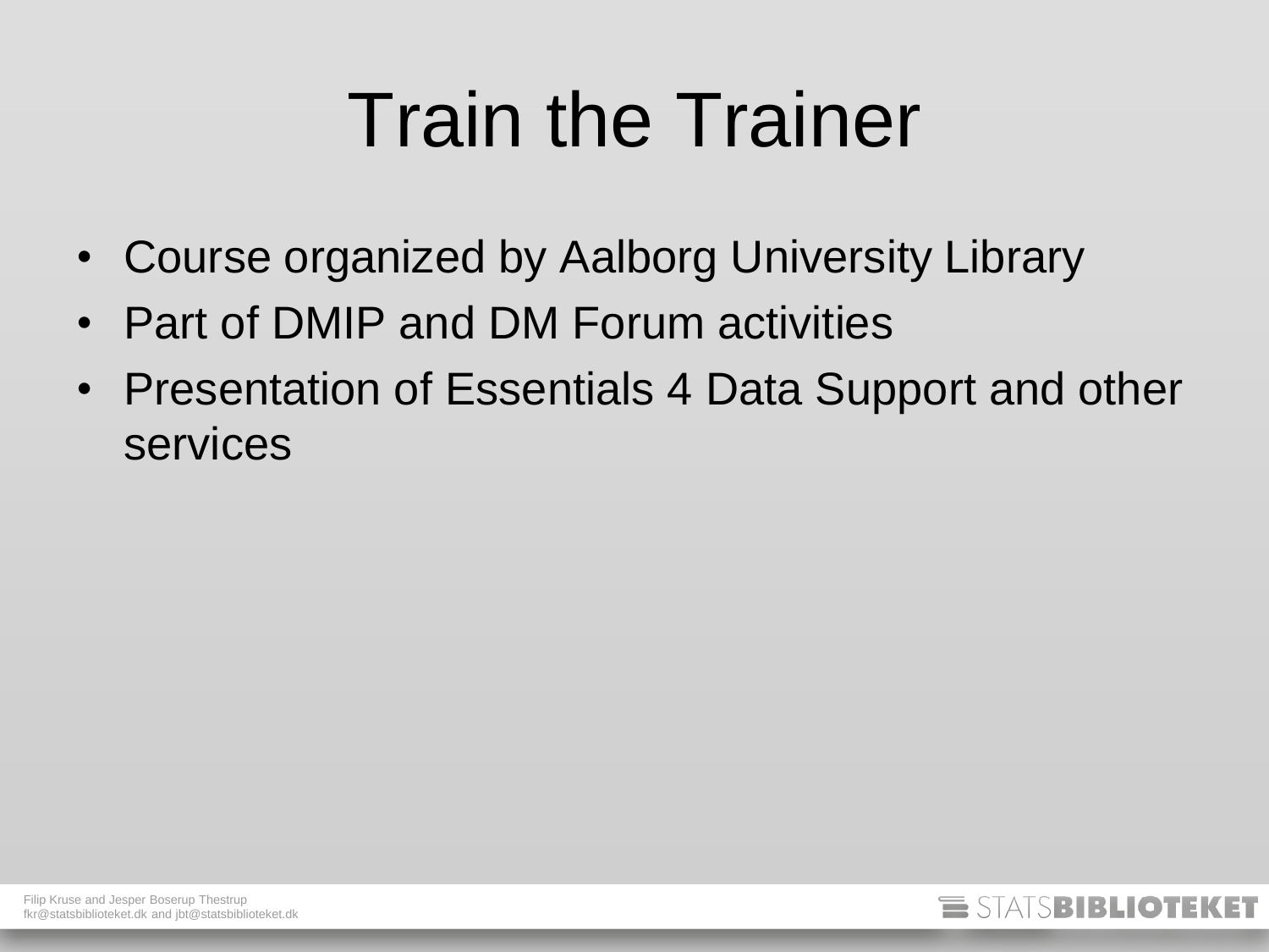# Train the Trainer

- Course organized by Aalborg University Library
- Part of DMIP and DM Forum activities
- Presentation of Essentials 4 Data Support and other services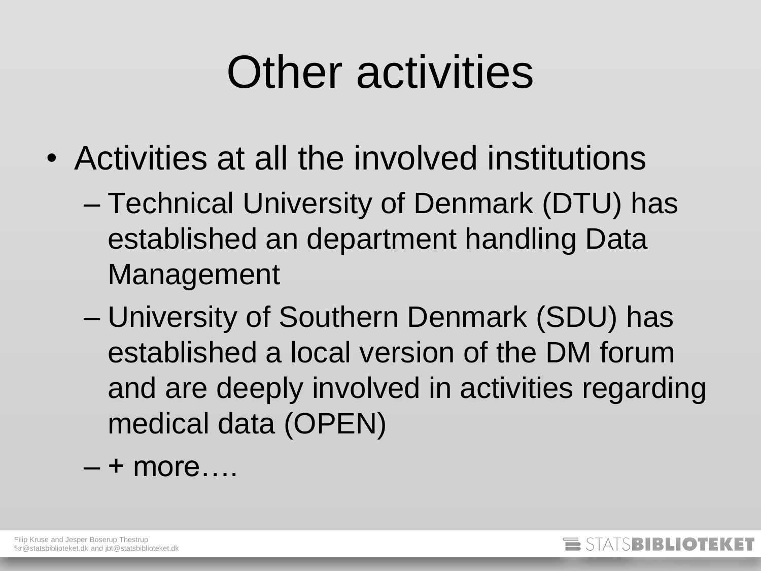# Other activities

- Activities at all the involved institutions
  - Technical University of Denmark (DTU) has established an department handling Data Management
  - University of Southern Denmark (SDU) has established a local version of the DM forum and are deeply involved in activities regarding medical data (OPEN)
  - + more….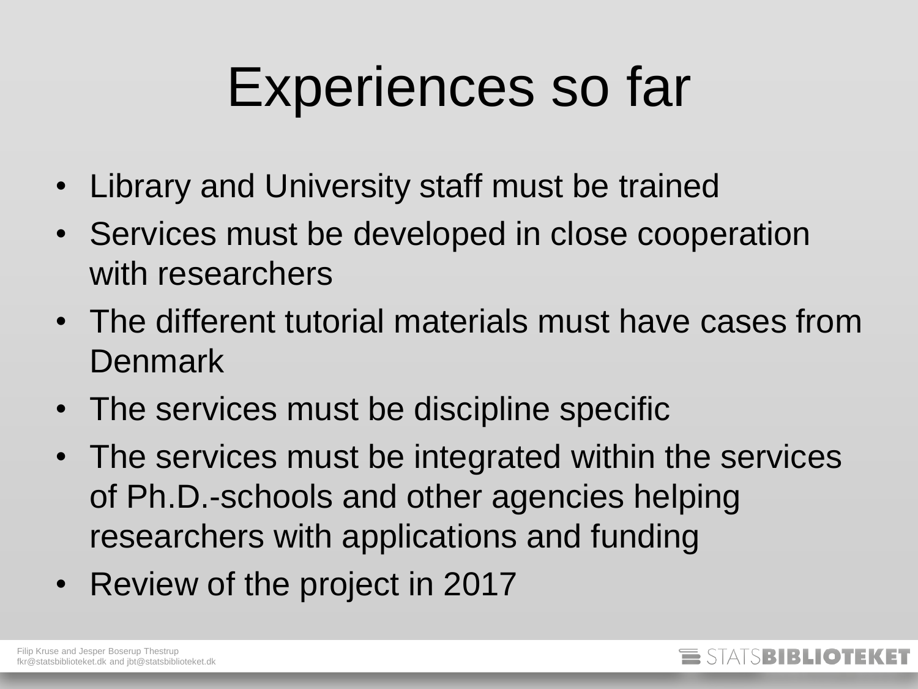# Experiences so far

- Library and University staff must be trained
- Services must be developed in close cooperation with researchers
- The different tutorial materials must have cases from Denmark
- The services must be discipline specific
- The services must be integrated within the services of Ph.D.-schools and other agencies helping researchers with applications and funding
- Review of the project in 2017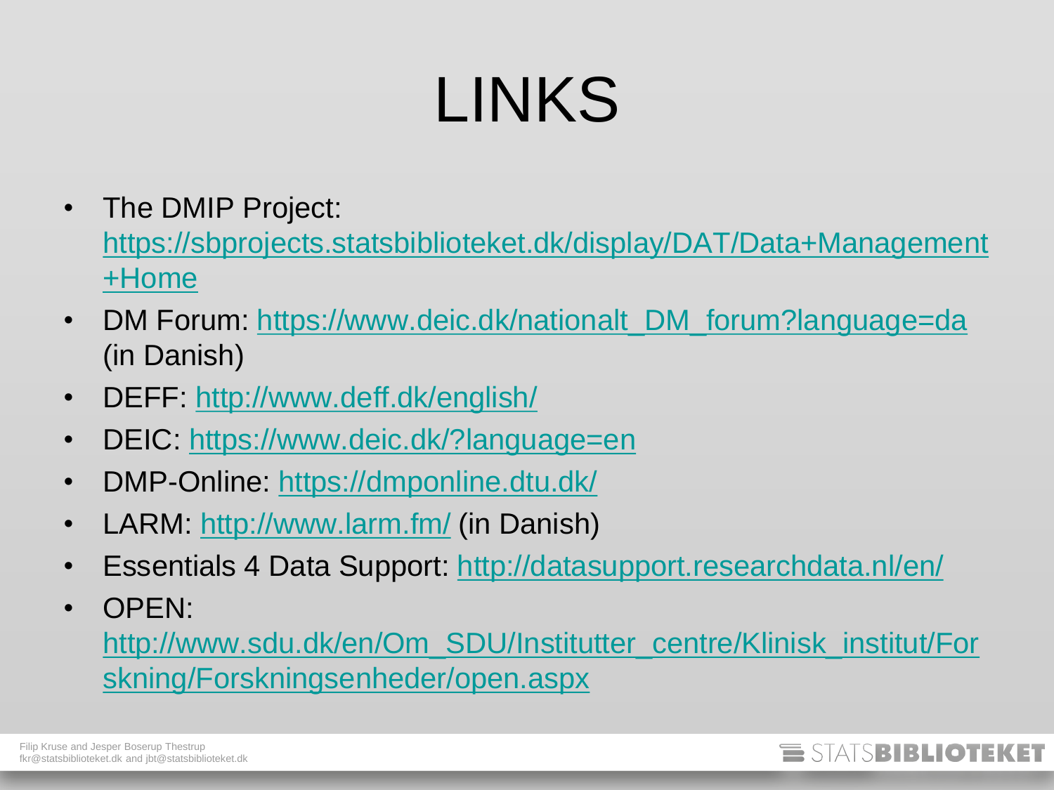# LINKS

- The DMIP Project: https://sbprojects.statsbiblioteket.dk/display/DAT/Data+Management+Home
- DM Forum: https://www.deic.dk/nationalt_DM_forum?language=da (in Danish)
- DEFF: http://www.deff.dk/english/
- DEIC: https://www.deic.dk/?language=en
- DMP-Online: https://dmponline.dtu.dk/
- LARM: http://www.larm.fm/ (in Danish)
- Essentials 4 Data Support: http://datasupport.researchdata.nl/en/
- OPEN: http://www.sdu.dk/en/Om_SDU/Institutter_centre/Klinisk_institut/Forskning/Forskningsenheder/open.aspx

Filip Kruse and Jesper Boserup Thestrup
fkr@statsbiblioteket.dk and jbt@statsbiblioteket.dk